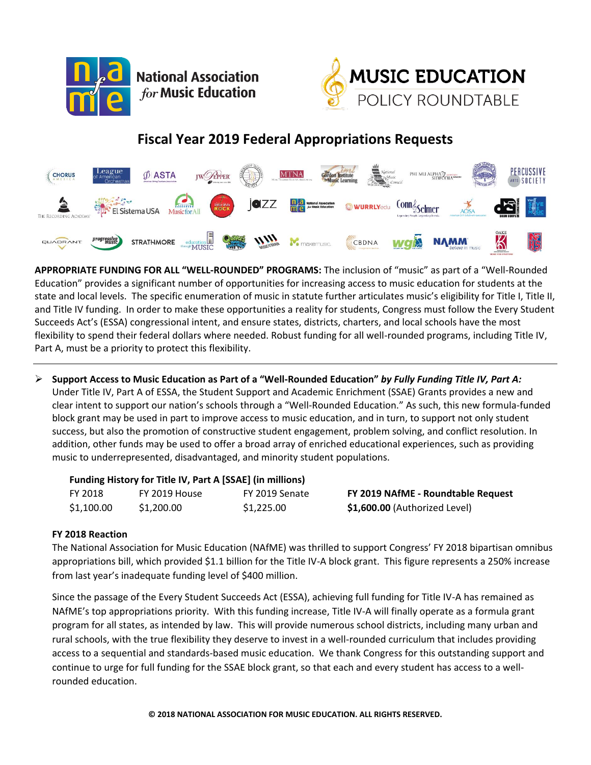# Fiscal Year 2019 Federal Appropriations Requests

**APPROPRIATE FUNDING FOR ALL "WELL-ROUNDED" PROGRAMS:** The inclusion of "music" as part of a "Well-Rounded Education" provides a significant number of opportunities for increasing access to music education for students at the state and local levels. The specific enumeration of music in statute further articulates music's eligibility for Title I, Title II, and Title IV funding. In order to make these opportunities a reality for students, Congress must follow the Every Student Succeeds Act's (ESSA) congressional intent, and ensure states, districts, charters, and local schools have the most flexibility to spend their federal dollars where needed. Robust funding for all well-rounded programs, including Title IV, Part A, must be a priority to protect this flexibility.

---

- **Support Access to Music Education as Part of a "Well-Rounded Education"** ***by Fully Funding Title IV, Part A:*** Under Title IV, Part A of ESSA, the Student Support and Academic Enrichment (SSAE) Grants provides a new and clear intent to support our nation's schools through a "Well-Rounded Education." As such, this new formula-funded block grant may be used in part to improve access to music education, and in turn, to support not only student success, but also the promotion of constructive student engagement, problem solving, and conflict resolution. In addition, other funds may be used to offer a broad array of enriched educational experiences, such as providing music to underrepresented, disadvantaged, and minority student populations.

**Funding History for Title IV, Part A [SSAE] (in millions)**

| FY 2018 | FY 2019 House | FY 2019 Senate | **FY 2019 NAfME - Roundtable Request** |
|---|---|---|---|
| $1,100.00 | $1,200.00 | $1,225.00 | **$1,600.00** (Authorized Level) |

**FY 2018 Reaction**

The National Association for Music Education (NAfME) was thrilled to support Congress' FY 2018 bipartisan omnibus appropriations bill, which provided $1.1 billion for the Title IV-A block grant. This figure represents a 250% increase from last year's inadequate funding level of $400 million.

Since the passage of the Every Student Succeeds Act (ESSA), achieving full funding for Title IV-A has remained as NAfME's top appropriations priority. With this funding increase, Title IV-A will finally operate as a formula grant program for all states, as intended by law. This will provide numerous school districts, including many urban and rural schools, with the true flexibility they deserve to invest in a well-rounded curriculum that includes providing access to a sequential and standards-based music education. We thank Congress for this outstanding support and continue to urge for full funding for the SSAE block grant, so that each and every student has access to a well-rounded education.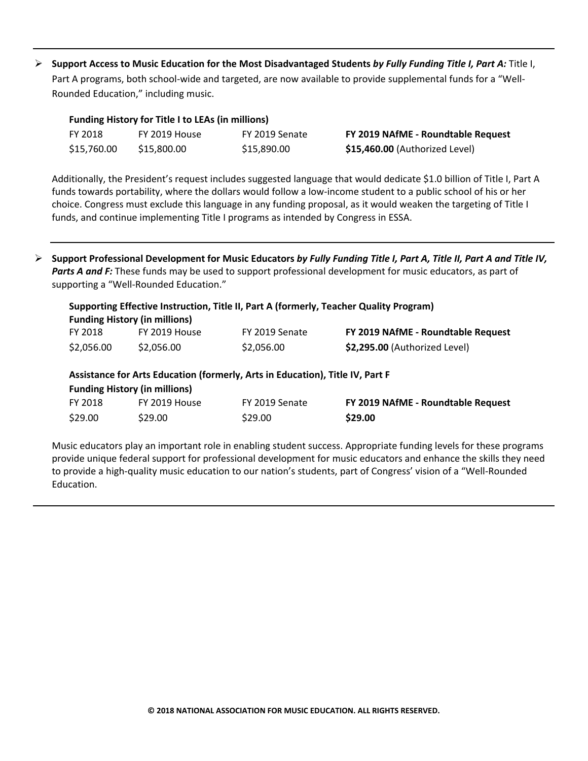---

- **Support Access to Music Education for the Most Disadvantaged Students** ***by Fully Funding Title I, Part A:*** Title I, Part A programs, both school-wide and targeted, are now available to provide supplemental funds for a "Well-Rounded Education," including music.

**Funding History for Title I to LEAs (in millions)**

| FY 2018 | FY 2019 House | FY 2019 Senate | **FY 2019 NAfME - Roundtable Request** |
|---|---|---|---|
| $15,760.00 | $15,800.00 | $15,890.00 | **$15,460.00** (Authorized Level) |

Additionally, the President's request includes suggested language that would dedicate $1.0 billion of Title I, Part A funds towards portability, where the dollars would follow a low-income student to a public school of his or her choice. Congress must exclude this language in any funding proposal, as it would weaken the targeting of Title I funds, and continue implementing Title I programs as intended by Congress in ESSA.

---

- **Support Professional Development for Music Educators** ***by Fully Funding Title I, Part A, Title II, Part A and Title IV, Parts A and F:*** These funds may be used to support professional development for music educators, as part of supporting a "Well-Rounded Education."

**Supporting Effective Instruction, Title II, Part A (formerly, Teacher Quality Program)**
**Funding History (in millions)**

| FY 2018 | FY 2019 House | FY 2019 Senate | **FY 2019 NAfME - Roundtable Request** |
|---|---|---|---|
| $2,056.00 | $2,056.00 | $2,056.00 | **$2,295.00** (Authorized Level) |

**Assistance for Arts Education (formerly, Arts in Education), Title IV, Part F**
**Funding History (in millions)**

| FY 2018 | FY 2019 House | FY 2019 Senate | **FY 2019 NAfME - Roundtable Request** |
|---|---|---|---|
| $29.00 | $29.00 | $29.00 | **$29.00** |

Music educators play an important role in enabling student success. Appropriate funding levels for these programs provide unique federal support for professional development for music educators and enhance the skills they need to provide a high-quality music education to our nation's students, part of Congress' vision of a "Well-Rounded Education.

---

**© 2018 NATIONAL ASSOCIATION FOR MUSIC EDUCATION. ALL RIGHTS RESERVED.**